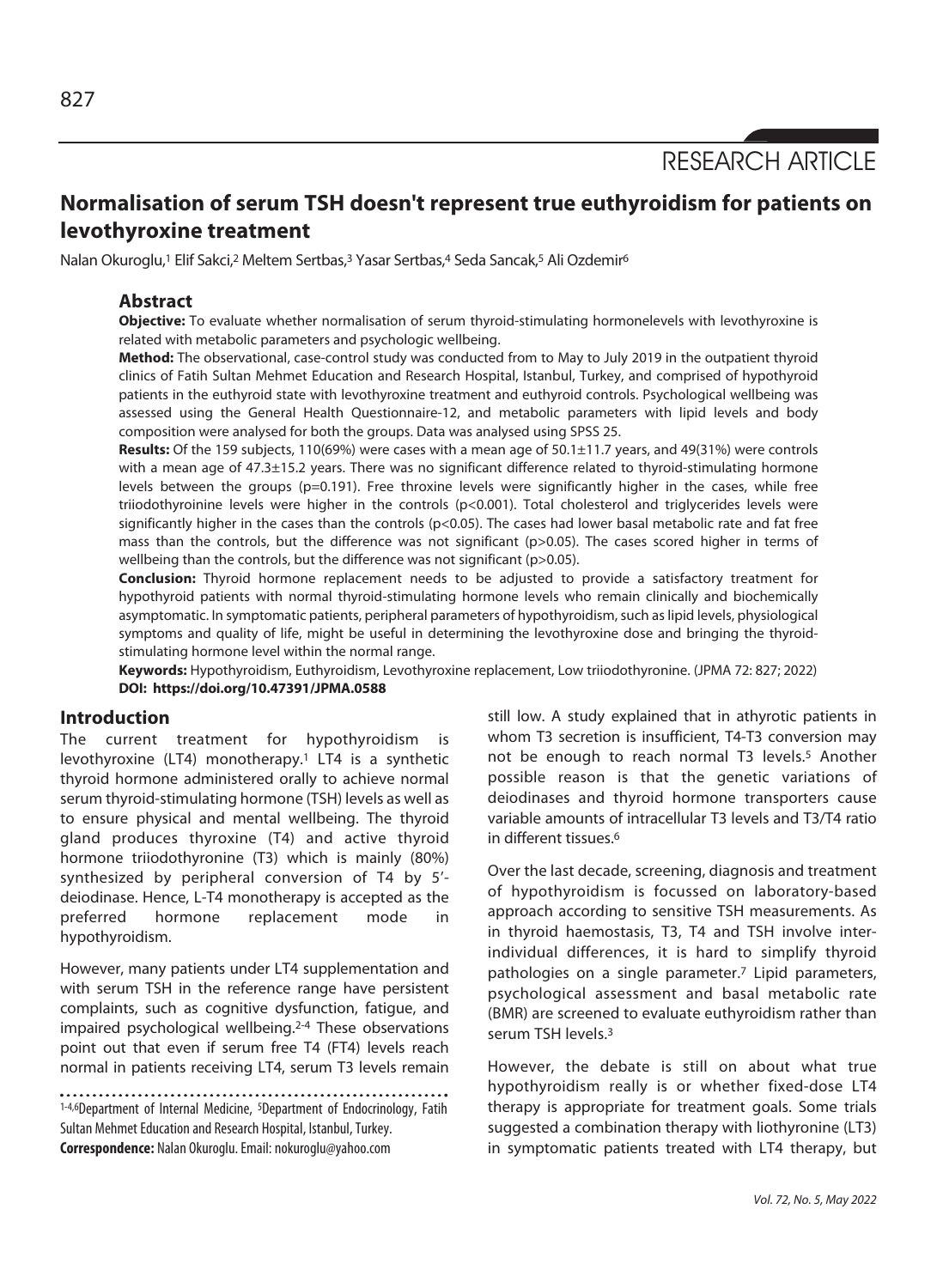RESEARCH ARTICLE

# Normalisation of serum TSH doesn't represent true euthyroidism for patients on levothyroxine treatment

Nalan Okuroglu,[1] Elif Sakci,[2] Meltem Sertbas,[3] Yasar Sertbas,[4] Seda Sancak,[5] Ali Ozdemir[6]

## Abstract

**Objective:** To evaluate whether normalisation of serum thyroid-stimulating hormonelevels with levothyroxine is related with metabolic parameters and psychologic wellbeing.

**Method:** The observational, case-control study was conducted from to May to July 2019 in the outpatient thyroid clinics of Fatih Sultan Mehmet Education and Research Hospital, Istanbul, Turkey, and comprised of hypothyroid patients in the euthyroid state with levothyroxine treatment and euthyroid controls. Psychological wellbeing was assessed using the General Health Questionnaire-12, and metabolic parameters with lipid levels and body composition were analysed for both the groups. Data was analysed using SPSS 25.

**Results:** Of the 159 subjects, 110(69%) were cases with a mean age of 50.1±11.7 years, and 49(31%) were controls with a mean age of 47.3±15.2 years. There was no significant difference related to thyroid-stimulating hormone levels between the groups (p=0.191). Free throxine levels were significantly higher in the cases, while free triiodothyroinine levels were higher in the controls (p<0.001). Total cholesterol and triglycerides levels were significantly higher in the cases than the controls (p<0.05). The cases had lower basal metabolic rate and fat free mass than the controls, but the difference was not significant (p>0.05). The cases scored higher in terms of wellbeing than the controls, but the difference was not significant (p>0.05).

**Conclusion:** Thyroid hormone replacement needs to be adjusted to provide a satisfactory treatment for hypothyroid patients with normal thyroid-stimulating hormone levels who remain clinically and biochemically asymptomatic. In symptomatic patients, peripheral parameters of hypothyroidism, such as lipid levels, physiological symptoms and quality of life, might be useful in determining the levothyroxine dose and bringing the thyroid-stimulating hormone level within the normal range.

**Keywords:** Hypothyroidism, Euthyroidism, Levothyroxine replacement, Low triiodothyronine. (JPMA 72: 827; 2022)

**DOI: https://doi.org/10.47391/JPMA.0588**

## Introduction

The current treatment for hypothyroidism is levothyroxine (LT4) monotherapy.[1] LT4 is a synthetic thyroid hormone administered orally to achieve normal serum thyroid-stimulating hormone (TSH) levels as well as to ensure physical and mental wellbeing. The thyroid gland produces thyroxine (T4) and active thyroid hormone triiodothyronine (T3) which is mainly (80%) synthesized by peripheral conversion of T4 by 5'-deiodinase. Hence, L-T4 monotherapy is accepted as the preferred hormone replacement mode in hypothyroidism.

However, many patients under LT4 supplementation and with serum TSH in the reference range have persistent complaints, such as cognitive dysfunction, fatigue, and impaired psychological wellbeing.[2-4] These observations point out that even if serum free T4 (FT4) levels reach normal in patients receiving LT4, serum T3 levels remain still low. A study explained that in athyrotic patients in whom T3 secretion is insufficient, T4-T3 conversion may not be enough to reach normal T3 levels.[5] Another possible reason is that the genetic variations of deiodinases and thyroid hormone transporters cause variable amounts of intracellular T3 levels and T3/T4 ratio in different tissues.[6]

Over the last decade, screening, diagnosis and treatment of hypothyroidism is focussed on laboratory-based approach according to sensitive TSH measurements. As in thyroid haemostasis, T3, T4 and TSH involve inter-individual differences, it is hard to simplify thyroid pathologies on a single parameter.[7] Lipid parameters, psychological assessment and basal metabolic rate (BMR) are screened to evaluate euthyroidism rather than serum TSH levels.[3]

However, the debate is still on about what true hypothyroidism really is or whether fixed-dose LT4 therapy is appropriate for treatment goals. Some trials suggested a combination therapy with liothyronine (LT3) in symptomatic patients treated with LT4 therapy, but

[1-4,6]Department of Internal Medicine, [5]Department of Endocrinology, Fatih Sultan Mehmet Education and Research Hospital, Istanbul, Turkey.

**Correspondence:** Nalan Okuroglu. Email: nokuroglu@yahoo.com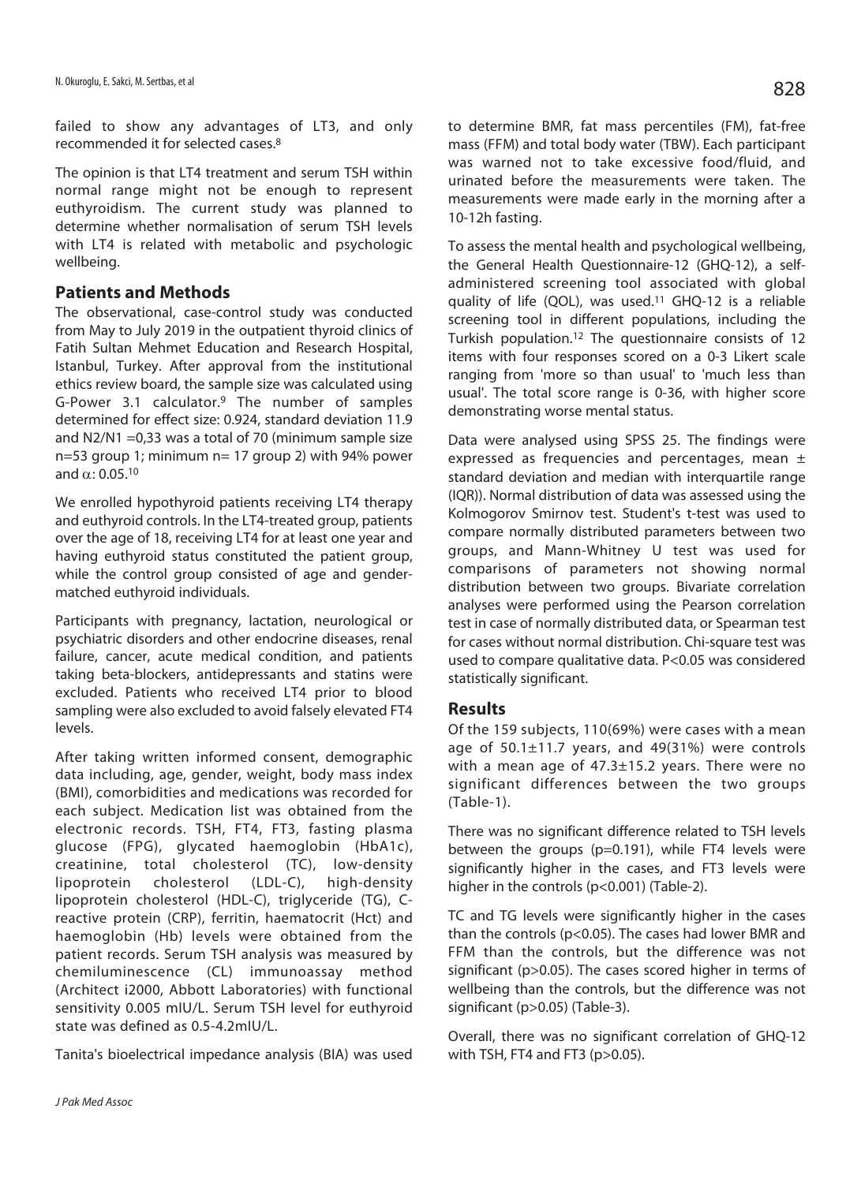failed to show any advantages of LT3, and only recommended it for selected cases.[8]

The opinion is that LT4 treatment and serum TSH within normal range might not be enough to represent euthyroidism. The current study was planned to determine whether normalisation of serum TSH levels with LT4 is related with metabolic and psychologic wellbeing.

## Patients and Methods

The observational, case-control study was conducted from May to July 2019 in the outpatient thyroid clinics of Fatih Sultan Mehmet Education and Research Hospital, Istanbul, Turkey. After approval from the institutional ethics review board, the sample size was calculated using G-Power 3.1 calculator.[9] The number of samples determined for effect size: 0.924, standard deviation 11.9 and N2/N1 =0,33 was a total of 70 (minimum sample size n=53 group 1; minimum n= 17 group 2) with 94% power and $\alpha$: 0.05.[10]

We enrolled hypothyroid patients receiving LT4 therapy and euthyroid controls. In the LT4-treated group, patients over the age of 18, receiving LT4 for at least one year and having euthyroid status constituted the patient group, while the control group consisted of age and gender-matched euthyroid individuals.

Participants with pregnancy, lactation, neurological or psychiatric disorders and other endocrine diseases, renal failure, cancer, acute medical condition, and patients taking beta-blockers, antidepressants and statins were excluded. Patients who received LT4 prior to blood sampling were also excluded to avoid falsely elevated FT4 levels.

After taking written informed consent, demographic data including, age, gender, weight, body mass index (BMI), comorbidities and medications was recorded for each subject. Medication list was obtained from the electronic records. TSH, FT4, FT3, fasting plasma glucose (FPG), glycated haemoglobin (HbA1c), creatinine, total cholesterol (TC), low-density lipoprotein cholesterol (LDL-C), high-density lipoprotein cholesterol (HDL-C), triglyceride (TG), C-reactive protein (CRP), ferritin, haematocrit (Hct) and haemoglobin (Hb) levels were obtained from the patient records. Serum TSH analysis was measured by chemiluminescence (CL) immunoassay method (Architect i2000, Abbott Laboratories) with functional sensitivity 0.005 mIU/L. Serum TSH level for euthyroid state was defined as 0.5-4.2mIU/L.

Tanita's bioelectrical impedance analysis (BIA) was used to determine BMR, fat mass percentiles (FM), fat-free mass (FFM) and total body water (TBW). Each participant was warned not to take excessive food/fluid, and urinated before the measurements were taken. The measurements were made early in the morning after a 10-12h fasting.

To assess the mental health and psychological wellbeing, the General Health Questionnaire-12 (GHQ-12), a self-administered screening tool associated with global quality of life (QOL), was used.[11] GHQ-12 is a reliable screening tool in different populations, including the Turkish population.[12] The questionnaire consists of 12 items with four responses scored on a 0-3 Likert scale ranging from 'more so than usual' to 'much less than usual'. The total score range is 0-36, with higher score demonstrating worse mental status.

Data were analysed using SPSS 25. The findings were expressed as frequencies and percentages, mean ± standard deviation and median with interquartile range (IQR)). Normal distribution of data was assessed using the Kolmogorov Smirnov test. Student's t-test was used to compare normally distributed parameters between two groups, and Mann-Whitney U test was used for comparisons of parameters not showing normal distribution between two groups. Bivariate correlation analyses were performed using the Pearson correlation test in case of normally distributed data, or Spearman test for cases without normal distribution. Chi-square test was used to compare qualitative data. P<0.05 was considered statistically significant.

## Results

Of the 159 subjects, 110(69%) were cases with a mean age of 50.1±11.7 years, and 49(31%) were controls with a mean age of 47.3±15.2 years. There were no significant differences between the two groups (Table-1).

There was no significant difference related to TSH levels between the groups (p=0.191), while FT4 levels were significantly higher in the cases, and FT3 levels were higher in the controls (p<0.001) (Table-2).

TC and TG levels were significantly higher in the cases than the controls (p<0.05). The cases had lower BMR and FFM than the controls, but the difference was not significant (p>0.05). The cases scored higher in terms of wellbeing than the controls, but the difference was not significant (p>0.05) (Table-3).

Overall, there was no significant correlation of GHQ-12 with TSH, FT4 and FT3 (p>0.05).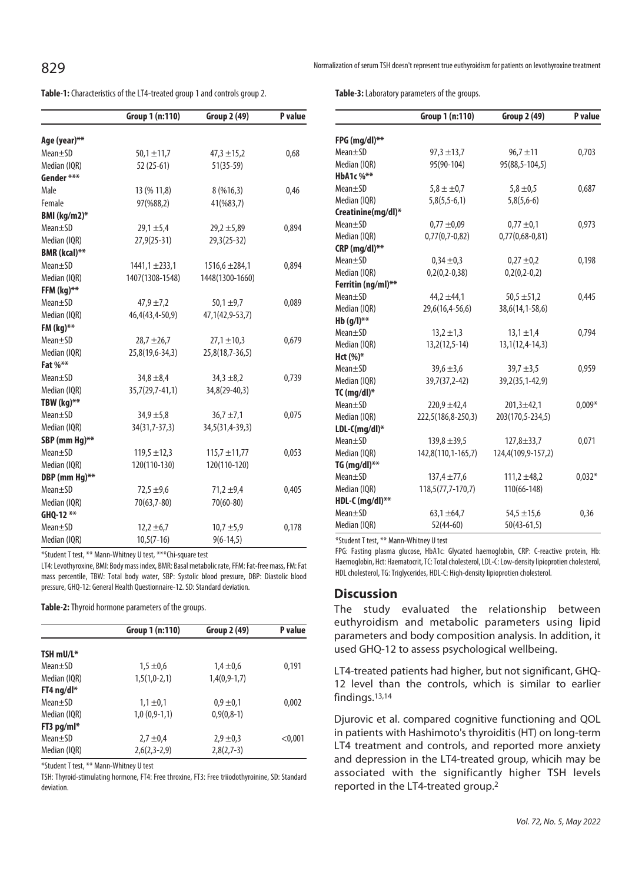**Table-1:** Characteristics of the LT4-treated group 1 and controls group 2.

| | Group 1 (n:110) | Group 2 (49) | P value |
|---|---|---|---|
| **Age (year)\*\*** | | | |
| Mean±SD | 50,1 ±11,7 | 47,3 ±15,2 | 0,68 |
| Median (IQR) | 52 (25-61) | 51(35-59) | |
| **Gender \*\*\*** | | | |
| Male | 13 (% 11,8) | 8 (%16,3) | 0,46 |
| Female | 97(%88,2) | 41(%83,7) | |
| **BMI (kg/m2)\*** | | | |
| Mean±SD | 29,1 ±5,4 | 29,2 ±5,89 | 0,894 |
| Median (IQR) | 27,9(25-31) | 29,3(25-32) | |
| **BMR (kcal)\*\*** | | | |
| Mean±SD | 1441,1 ±233,1 | 1516,6 ±284,1 | 0,894 |
| Median (IQR) | 1407(1308-1548) | 1448(1300-1660) | |
| **FFM (kg)\*\*** | | | |
| Mean±SD | 47,9 ±7,2 | 50,1 ±9,7 | 0,089 |
| Median (IQR) | 46,4(43,4-50,9) | 47,1(42,9-53,7) | |
| **FM (kg)\*\*** | | | |
| Mean±SD | 28,7 ±26,7 | 27,1 ±10,3 | 0,679 |
| Median (IQR) | 25,8(19,6-34,3) | 25,8(18,7-36,5) | |
| **Fat %\*\*** | | | |
| Mean±SD | 34,8 ±8,4 | 34,3 ±8,2 | 0,739 |
| Median (IQR) | 35,7(29,7-41,1) | 34,8(29-40,3) | |
| **TBW (kg)\*\*** | | | |
| Mean±SD | 34,9 ±5,8 | 36,7 ±7,1 | 0,075 |
| Median (IQR) | 34(31,7-37,3) | 34,5(31,4-39,3) | |
| **SBP (mm Hg)\*\*** | | | |
| Mean±SD | 119,5 ±12,3 | 115,7 ±11,77 | 0,053 |
| Median (IQR) | 120(110-130) | 120(110-120) | |
| **DBP (mm Hg)\*\*** | | | |
| Mean±SD | 72,5 ±9,6 | 71,2 ±9,4 | 0,405 |
| Median (IQR) | 70(63,7-80) | 70(60-80) | |
| **GHQ-12 \*\*** | | | |
| Mean±SD | 12,2 ±6,7 | 10,7 ±5,9 | 0,178 |
| Median (IQR) | 10,5(7-16) | 9(6-14,5) | |

*Student T test, ** Mann-Whitney U test, ***Chi-square test

LT4: Levothyroxine, BMI: Body mass index, BMR: Basal metabolic rate, FFM: Fat-free mass, FM: Fat mass percentile, TBW: Total body water, SBP: Systolic blood pressure, DBP: Diastolic blood pressure, GHQ-12: General Health Questionnaire-12. SD: Standard deviation.

**Table-2:** Thyroid hormone parameters of the groups.

| | Group 1 (n:110) | Group 2 (49) | P value |
|---|---|---|---|
| **TSH mU/L\*** | | | |
| Mean±SD | 1,5 ±0,6 | 1,4 ±0,6 | 0,191 |
| Median (IQR) | 1,5(1,0-2,1) | 1,4(0,9-1,7) | |
| **FT4 ng/dl\*** | | | |
| Mean±SD | 1,1 ±0,1 | 0,9 ±0,1 | 0,002 |
| Median (IQR) | 1,0 (0,9-1,1) | 0,9(0,8-1) | |
| **FT3 pg/ml\*** | | | |
| Mean±SD | 2,7 ±0,4 | 2,9 ±0,3 | <0,001 |
| Median (IQR) | 2,6(2,3-2,9) | 2,8(2,7-3) | |

*Student T test, ** Mann-Whitney U test

TSH: Thyroid-stimulating hormone, FT4: Free throxine, FT3: Free triiodothyroinine, SD: Standard deviation.

**Table-3:** Laboratory parameters of the groups.

| | Group 1 (n:110) | Group 2 (49) | P value |
|---|---|---|---|
| **FPG (mg/dl)\*\*** | | | |
| Mean±SD | 97,3 ±13,7 | 96,7 ±11 | 0,703 |
| Median (IQR) | 95(90-104) | 95(88,5-104,5) | |
| **HbA1c %\*\*** | | | |
| Mean±SD | 5,8 ± ±0,7 | 5,8 ±0,5 | 0,687 |
| Median (IQR) | 5,8(5,5-6,1) | 5,8(5,6-6) | |
| **Creatinine(mg/dl)\*** | | | |
| Mean±SD | 0,77 ±0,09 | 0,77 ±0,1 | 0,973 |
| Median (IQR) | 0,77(0,7-0,82) | 0,77(0,68-0,81) | |
| **CRP (mg/dl)\*\*** | | | |
| Mean±SD | 0,34 ±0,3 | 0,27 ±0,2 | 0,198 |
| Median (IQR) | 0,2(0,2-0,38) | 0,2(0,2-0,2) | |
| **Ferritin (ng/ml)\*\*** | | | |
| Mean±SD | 44,2 ±44,1 | 50,5 ±51,2 | 0,445 |
| Median (IQR) | 29,6(16,4-56,6) | 38,6(14,1-58,6) | |
| **Hb (g/l)\*\*** | | | |
| Mean±SD | 13,2 ±1,3 | 13,1 ±1,4 | 0,794 |
| Median (IQR) | 13,2(12,5-14) | 13,1(12,4-14,3) | |
| **Hct (%)\*** | | | |
| Mean±SD | 39,6 ±3,6 | 39,7 ±3,5 | 0,959 |
| Median (IQR) | 39,7(37,2-42) | 39,2(35,1-42,9) | |
| **TC (mg/dl)\*** | | | |
| Mean±SD | 220,9 ±42,4 | 201,3±42,1 | 0,009* |
| Median (IQR) | 222,5(186,8-250,3) | 203(170,5-234,5) | |
| **LDL-C(mg/dl)\*** | | | |
| Mean±SD | 139,8 ±39,5 | 127,8±33,7 | 0,071 |
| Median (IQR) | 142,8(110,1-165,7) | 124,4(109,9-157,2) | |
| **TG (mg/dl)\*\*** | | | |
| Mean±SD | 137,4 ±77,6 | 111,2 ±48,2 | 0,032* |
| Median (IQR) | 118,5(77,7-170,7) | 110(66-148) | |
| **HDL-C (mg/dl)\*\*** | | | |
| Mean±SD | 63,1 ±64,7 | 54,5 ±15,6 | 0,36 |
| Median (IQR) | 52(44-60) | 50(43-61,5) | |

*Student T test, ** Mann-Whitney U test

FPG: Fasting plasma glucose, HbA1c: Glycated haemoglobin, CRP: C-reactive protein, Hb: Haemoglobin, Hct: Haematocrit, TC: Total cholesterol, LDL-C: Low-density lipioprotien cholesterol, HDL cholesterol, TG: Triglycerides, HDL-C: High-density lipioprotien cholesterol.

## Discussion

The study evaluated the relationship between euthyroidism and metabolic parameters using lipid parameters and body composition analysis. In addition, it used GHQ-12 to assess psychological wellbeing.

LT4-treated patients had higher, but not significant, GHQ-12 level than the controls, which is similar to earlier findings.[13,14]

Djurovic et al. compared cognitive functioning and QOL in patients with Hashimoto's thyroiditis (HT) on long-term LT4 treatment and controls, and reported more anxiety and depression in the LT4-treated group, whicih may be associated with the significantly higher TSH levels reported in the LT4-treated group.[2]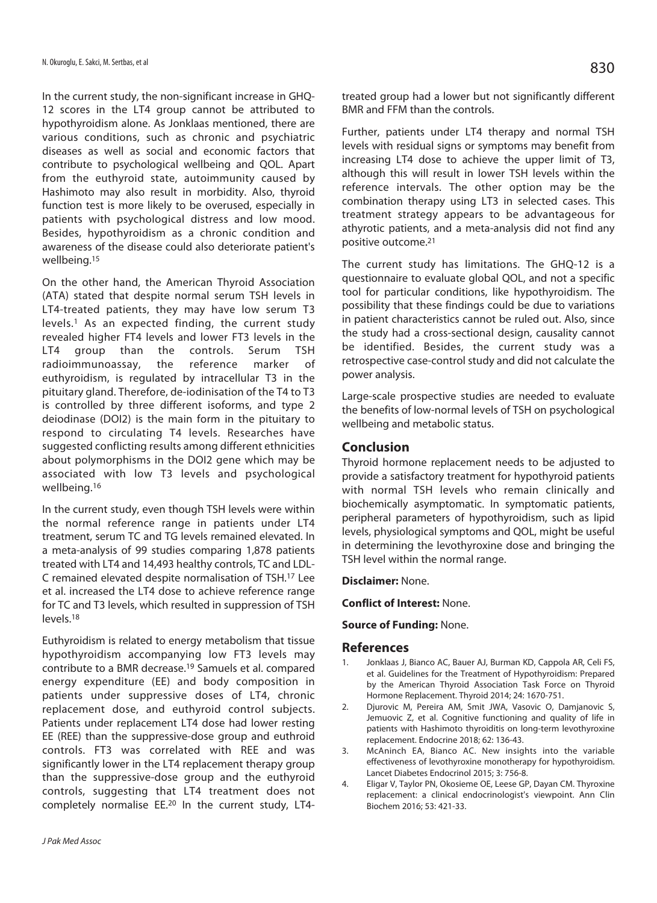In the current study, the non-significant increase in GHQ-12 scores in the LT4 group cannot be attributed to hypothyroidism alone. As Jonklaas mentioned, there are various conditions, such as chronic and psychiatric diseases as well as social and economic factors that contribute to psychological wellbeing and QOL. Apart from the euthyroid state, autoimmunity caused by Hashimoto may also result in morbidity. Also, thyroid function test is more likely to be overused, especially in patients with psychological distress and low mood. Besides, hypothyroidism as a chronic condition and awareness of the disease could also deteriorate patient's wellbeing.[15]

On the other hand, the American Thyroid Association (ATA) stated that despite normal serum TSH levels in LT4-treated patients, they may have low serum T3 levels.[1] As an expected finding, the current study revealed higher FT4 levels and lower FT3 levels in the LT4 group than the controls. Serum TSH radioimmunoassay, the reference marker of euthyroidism, is regulated by intracellular T3 in the pituitary gland. Therefore, de-iodinisation of the T4 to T3 is controlled by three different isoforms, and type 2 deiodinase (DOI2) is the main form in the pituitary to respond to circulating T4 levels. Researches have suggested conflicting results among different ethnicities about polymorphisms in the DOI2 gene which may be associated with low T3 levels and psychological wellbeing.[16]

In the current study, even though TSH levels were within the normal reference range in patients under LT4 treatment, serum TC and TG levels remained elevated. In a meta-analysis of 99 studies comparing 1,878 patients treated with LT4 and 14,493 healthy controls, TC and LDL-C remained elevated despite normalisation of TSH.[17] Lee et al. increased the LT4 dose to achieve reference range for TC and T3 levels, which resulted in suppression of TSH levels.[18]

Euthyroidism is related to energy metabolism that tissue hypothyroidism accompanying low FT3 levels may contribute to a BMR decrease.[19] Samuels et al. compared energy expenditure (EE) and body composition in patients under suppressive doses of LT4, chronic replacement dose, and euthyroid control subjects. Patients under replacement LT4 dose had lower resting EE (REE) than the suppressive-dose group and euthroid controls. FT3 was correlated with REE and was significantly lower in the LT4 replacement therapy group than the suppressive-dose group and the euthyroid controls, suggesting that LT4 treatment does not completely normalise EE.[20] In the current study, LT4-treated group had a lower but not significantly different BMR and FFM than the controls.

Further, patients under LT4 therapy and normal TSH levels with residual signs or symptoms may benefit from increasing LT4 dose to achieve the upper limit of T3, although this will result in lower TSH levels within the reference intervals. The other option may be the combination therapy using LT3 in selected cases. This treatment strategy appears to be advantageous for athyrotic patients, and a meta-analysis did not find any positive outcome.[21]

The current study has limitations. The GHQ-12 is a questionnaire to evaluate global QOL, and not a specific tool for particular conditions, like hypothyroidism. The possibility that these findings could be due to variations in patient characteristics cannot be ruled out. Also, since the study had a cross-sectional design, causality cannot be identified. Besides, the current study was a retrospective case-control study and did not calculate the power analysis.

Large-scale prospective studies are needed to evaluate the benefits of low-normal levels of TSH on psychological wellbeing and metabolic status.

## Conclusion

Thyroid hormone replacement needs to be adjusted to provide a satisfactory treatment for hypothyroid patients with normal TSH levels who remain clinically and biochemically asymptomatic. In symptomatic patients, peripheral parameters of hypothyroidism, such as lipid levels, physiological symptoms and QOL, might be useful in determining the levothyroxine dose and bringing the TSH level within the normal range.

**Disclaimer:** None.

**Conflict of Interest:** None.

**Source of Funding:** None.

## References

1. Jonklaas J, Bianco AC, Bauer AJ, Burman KD, Cappola AR, Celi FS, et al. Guidelines for the Treatment of Hypothyroidism: Prepared by the American Thyroid Association Task Force on Thyroid Hormone Replacement. Thyroid 2014; 24: 1670-751.
2. Djurovic M, Pereira AM, Smit JWA, Vasovic O, Damjanovic S, Jemuovic Z, et al. Cognitive functioning and quality of life in patients with Hashimoto thyroiditis on long-term levothyroxine replacement. Endocrine 2018; 62: 136-43.
3. McAninch EA, Bianco AC. New insights into the variable effectiveness of levothyroxine monotherapy for hypothyroidism. Lancet Diabetes Endocrinol 2015; 3: 756-8.
4. Eligar V, Taylor PN, Okosieme OE, Leese GP, Dayan CM. Thyroxine replacement: a clinical endocrinologist's viewpoint. Ann Clin Biochem 2016; 53: 421-33.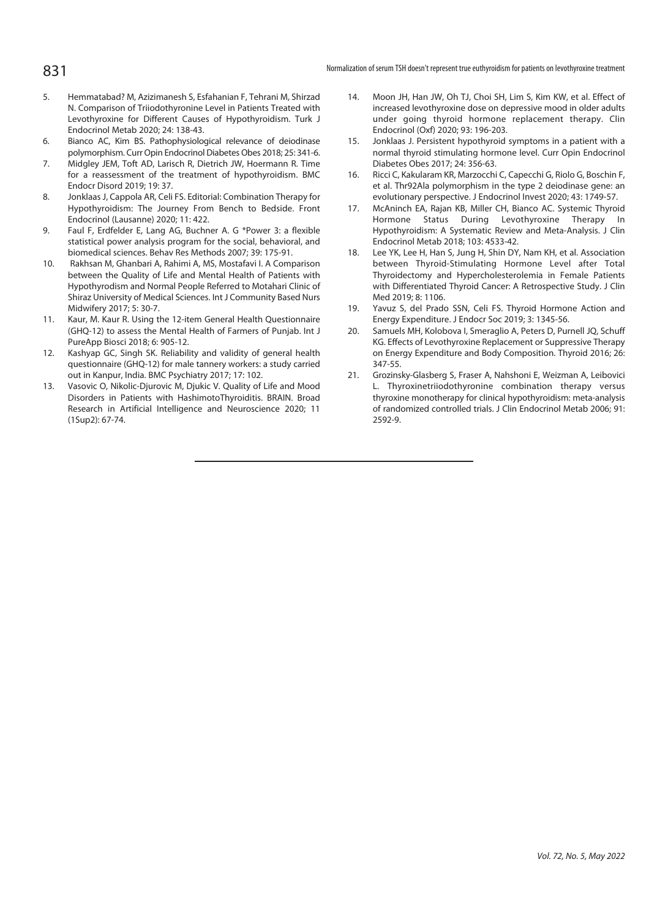5. Hemmatabad? M, Azizimanesh S, Esfahanian F, Tehrani M, Shirzad N. Comparison of Triiodothyronine Level in Patients Treated with Levothyroxine for Different Causes of Hypothyroidism. Turk J Endocrinol Metab 2020; 24: 138-43.
6. Bianco AC, Kim BS. Pathophysiological relevance of deiodinase polymorphism. Curr Opin Endocrinol Diabetes Obes 2018; 25: 341-6.
7. Midgley JEM, Toft AD, Larisch R, Dietrich JW, Hoermann R. Time for a reassessment of the treatment of hypothyroidism. BMC Endocr Disord 2019; 19: 37.
8. Jonklaas J, Cappola AR, Celi FS. Editorial: Combination Therapy for Hypothyroidism: The Journey From Bench to Bedside. Front Endocrinol (Lausanne) 2020; 11: 422.
9. Faul F, Erdfelder E, Lang AG, Buchner A. G *Power 3: a flexible statistical power analysis program for the social, behavioral, and biomedical sciences. Behav Res Methods 2007; 39: 175-91.
10. Rakhsan M, Ghanbari A, Rahimi A, MS, Mostafavi I. A Comparison between the Quality of Life and Mental Health of Patients with Hypothyrodism and Normal People Referred to Motahari Clinic of Shiraz University of Medical Sciences. Int J Community Based Nurs Midwifery 2017; 5: 30-7.
11. Kaur, M. Kaur R. Using the 12-item General Health Questionnaire (GHQ-12) to assess the Mental Health of Farmers of Punjab. Int J PureApp Biosci 2018; 6: 905-12.
12. Kashyap GC, Singh SK. Reliability and validity of general health questionnaire (GHQ-12) for male tannery workers: a study carried out in Kanpur, India. BMC Psychiatry 2017; 17: 102.
13. Vasovic O, Nikolic-Djurovic M, Djukic V. Quality of Life and Mood Disorders in Patients with HashimotoThyroiditis. BRAIN. Broad Research in Artificial Intelligence and Neuroscience 2020; 11 (1Sup2): 67-74.
14. Moon JH, Han JW, Oh TJ, Choi SH, Lim S, Kim KW, et al. Effect of increased levothyroxine dose on depressive mood in older adults under going thyroid hormone replacement therapy. Clin Endocrinol (Oxf) 2020; 93: 196-203.
15. Jonklaas J. Persistent hypothyroid symptoms in a patient with a normal thyroid stimulating hormone level. Curr Opin Endocrinol Diabetes Obes 2017; 24: 356-63.
16. Ricci C, Kakularam KR, Marzocchi C, Capecchi G, Riolo G, Boschin F, et al. Thr92Ala polymorphism in the type 2 deiodinase gene: an evolutionary perspective. J Endocrinol Invest 2020; 43: 1749-57.
17. McAninch EA, Rajan KB, Miller CH, Bianco AC. Systemic Thyroid Hormone Status During Levothyroxine Therapy In Hypothyroidism: A Systematic Review and Meta-Analysis. J Clin Endocrinol Metab 2018; 103: 4533-42.
18. Lee YK, Lee H, Han S, Jung H, Shin DY, Nam KH, et al. Association between Thyroid-Stimulating Hormone Level after Total Thyroidectomy and Hypercholesterolemia in Female Patients with Differentiated Thyroid Cancer: A Retrospective Study. J Clin Med 2019; 8: 1106.
19. Yavuz S, del Prado SSN, Celi FS. Thyroid Hormone Action and Energy Expenditure. J Endocr Soc 2019; 3: 1345-56.
20. Samuels MH, Kolobova I, Smeraglio A, Peters D, Purnell JQ, Schuff KG. Effects of Levothyroxine Replacement or Suppressive Therapy on Energy Expenditure and Body Composition. Thyroid 2016; 26: 347-55.
21. Grozinsky-Glasberg S, Fraser A, Nahshoni E, Weizman A, Leibovici L. Thyroxinetriiodothyronine combination therapy versus thyroxine monotherapy for clinical hypothyroidism: meta-analysis of randomized controlled trials. J Clin Endocrinol Metab 2006; 91: 2592-9.